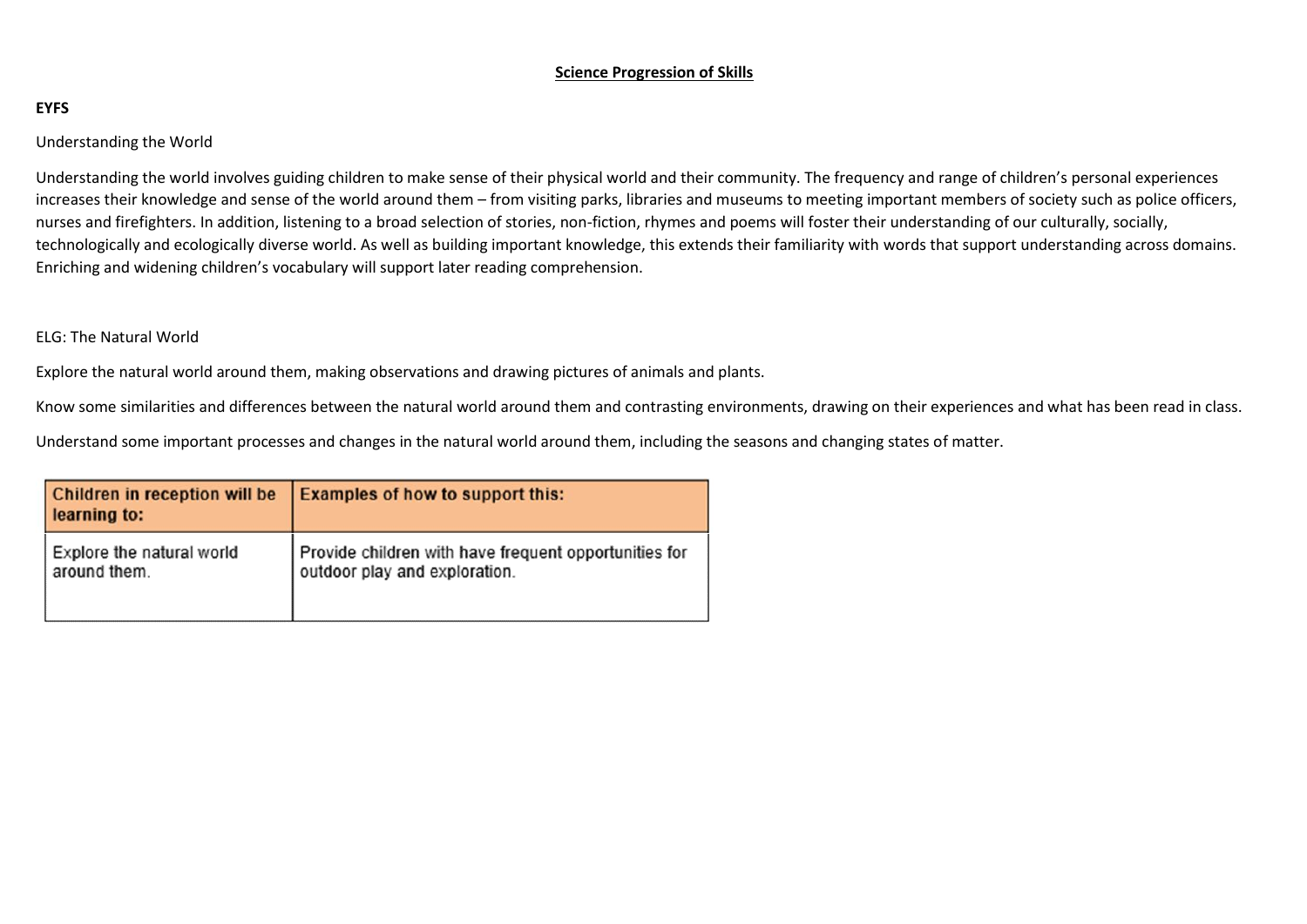# Science Progression of Skills

## EYFS

Understanding the World

Understanding the world involves guiding children to make sense of their physical world and their community. The frequency and range of children's personal experiences increases their knowledge and sense of the world around them – from visiting parks, libraries and museums to meeting important members of society such as police officers, nurses and firefighters. In addition, listening to a broad selection of stories, non-fiction, rhymes and poems will foster their understanding of our culturally, socially, technologically and ecologically diverse world. As well as building important knowledge, this extends their familiarity with words that support understanding across domains. Enriching and widening children's vocabulary will support later reading comprehension.

ELG: The Natural World

Explore the natural world around them, making observations and drawing pictures of animals and plants.

Know some similarities and differences between the natural world around them and contrasting environments, drawing on their experiences and what has been read in class.

Understand some important processes and changes in the natural world around them, including the seasons and changing states of matter.

| Children in reception will be learning to: | Examples of how to support this: |
| --- | --- |
| Explore the natural world around them. | Provide children with have frequent opportunities for outdoor play and exploration. |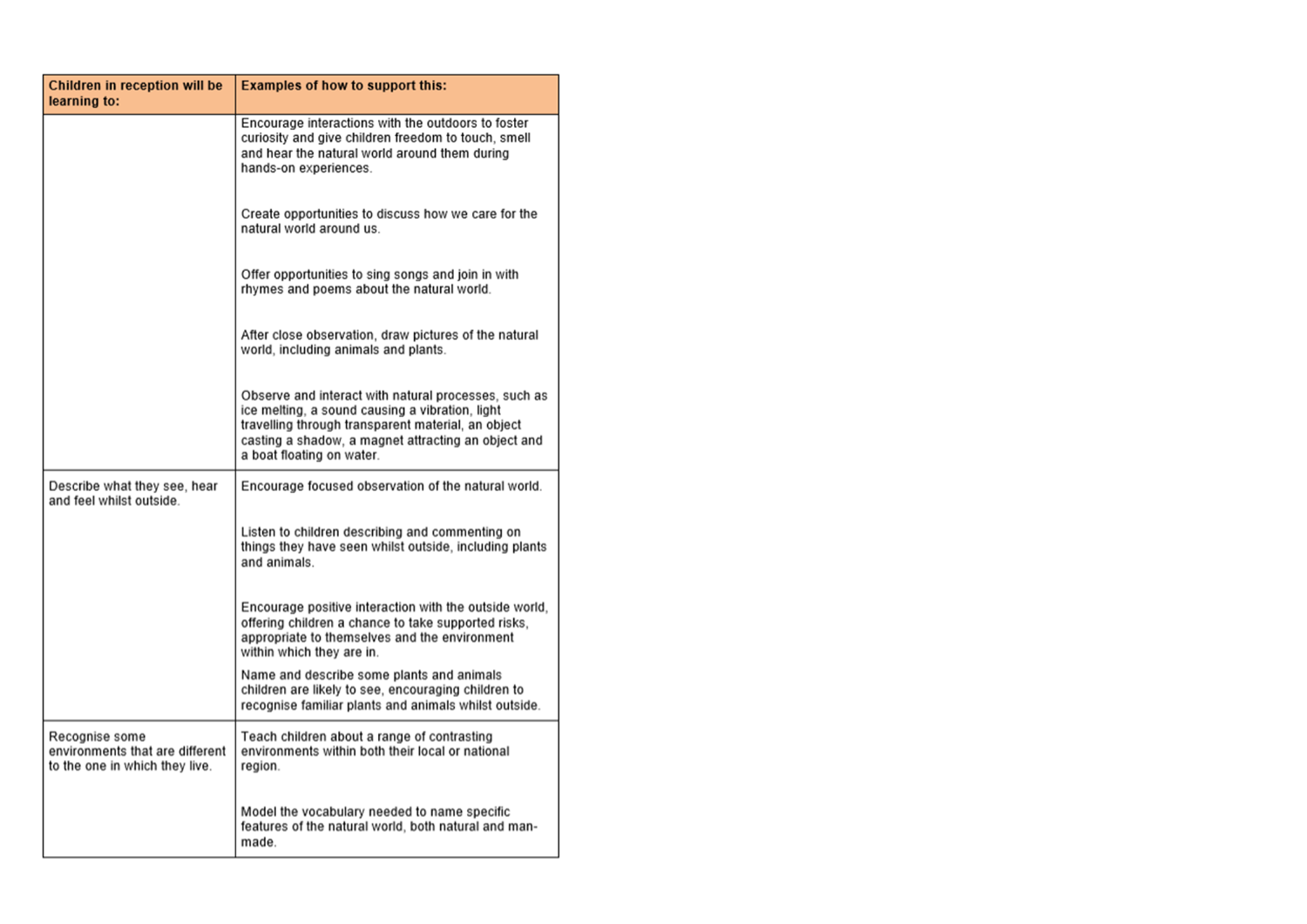| Children in reception will be learning to: | Examples of how to support this: |
| --- | --- |
| | Encourage interactions with the outdoors to foster curiosity and give children freedom to touch, smell and hear the natural world around them during hands-on experiences.<br><br>Create opportunities to discuss how we care for the natural world around us.<br><br>Offer opportunities to sing songs and join in with rhymes and poems about the natural world.<br><br>After close observation, draw pictures of the natural world, including animals and plants.<br><br>Observe and interact with natural processes, such as ice melting, a sound causing a vibration, light travelling through transparent material, an object casting a shadow, a magnet attracting an object and a boat floating on water. |
| Describe what they see, hear and feel whilst outside. | Encourage focused observation of the natural world.<br><br>Listen to children describing and commenting on things they have seen whilst outside, including plants and animals.<br><br>Encourage positive interaction with the outside world, offering children a chance to take supported risks, appropriate to themselves and the environment within which they are in.<br><br>Name and describe some plants and animals children are likely to see, encouraging children to recognise familiar plants and animals whilst outside. |
| Recognise some environments that are different to the one in which they live. | Teach children about a range of contrasting environments within both their local or national region.<br><br>Model the vocabulary needed to name specific features of the natural world, both natural and man-made. |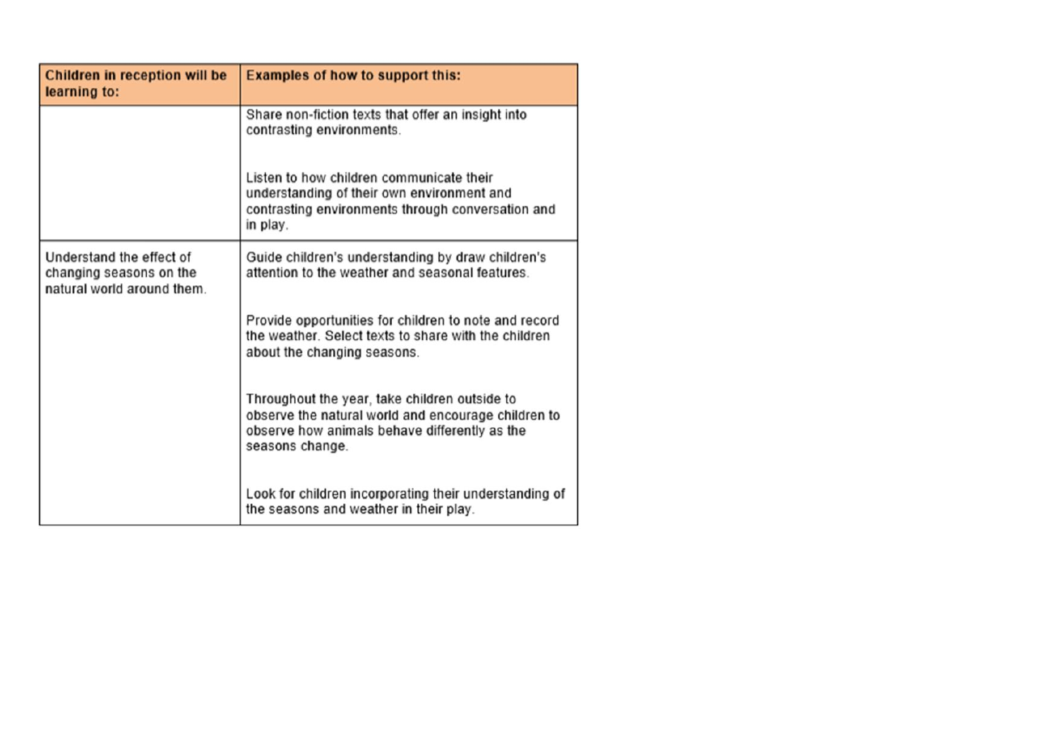| Children in reception will be learning to: | Examples of how to support this: |
| --- | --- |
| | Share non-fiction texts that offer an insight into contrasting environments.<br><br>Listen to how children communicate their understanding of their own environment and contrasting environments through conversation and in play. |
| Understand the effect of changing seasons on the natural world around them. | Guide children's understanding by draw children's attention to the weather and seasonal features.<br><br>Provide opportunities for children to note and record the weather. Select texts to share with the children about the changing seasons.<br><br>Throughout the year, take children outside to observe the natural world and encourage children to observe how animals behave differently as the seasons change.<br><br>Look for children incorporating their understanding of the seasons and weather in their play. |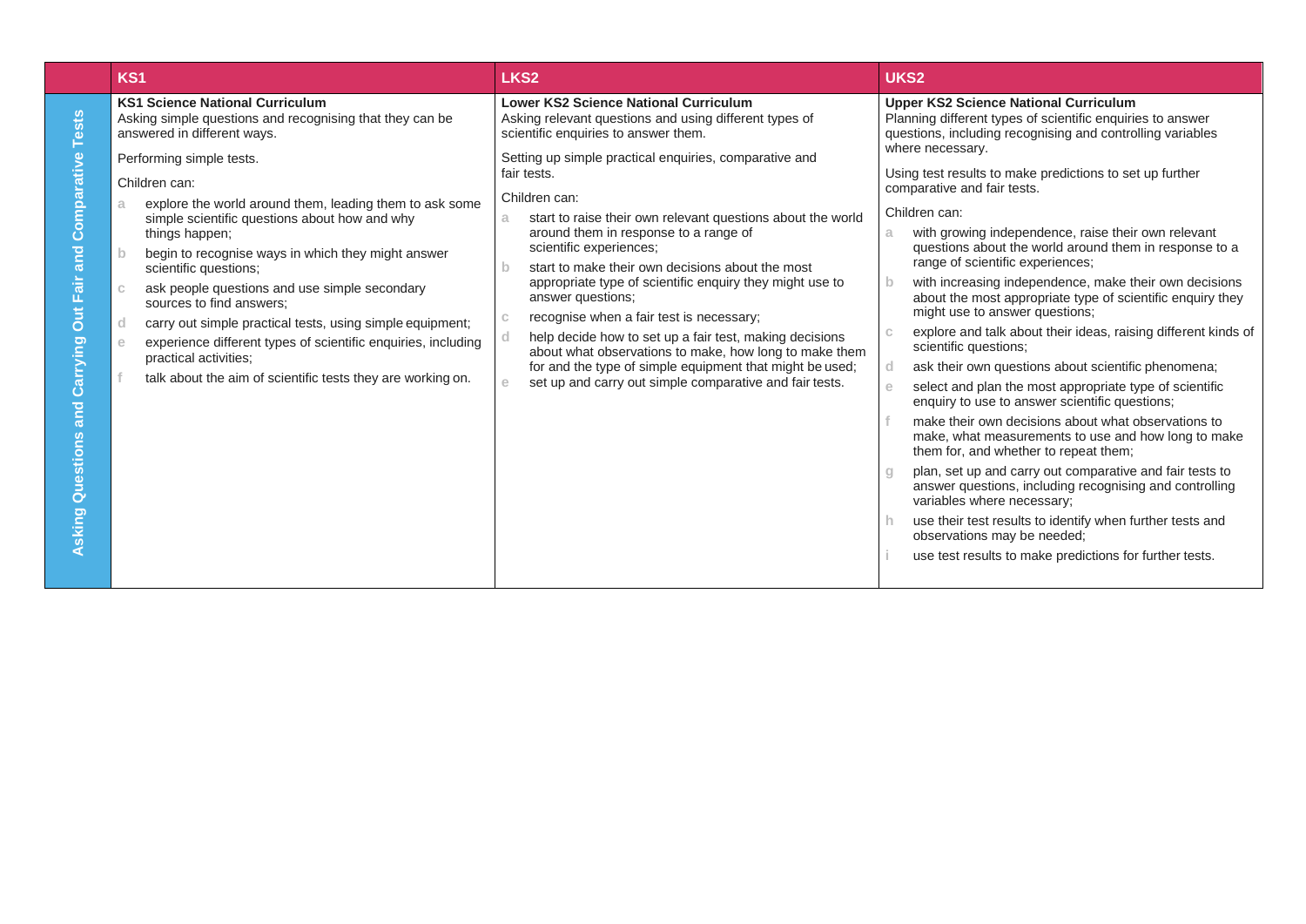| | KS1 | LKS2 | UKS2 |
|---|---|---|---|
| **Asking Questions and Carrying Out Fair and Comparative Tests** | **KS1 Science National Curriculum**<br>Asking simple questions and recognising that they can be answered in different ways.<br><br>Performing simple tests.<br><br>Children can:<br>a explore the world around them, leading them to ask some simple scientific questions about how and why things happen;<br>b begin to recognise ways in which they might answer scientific questions;<br>c ask people questions and use simple secondary sources to find answers;<br>d carry out simple practical tests, using simple equipment;<br>e experience different types of scientific enquiries, including practical activities;<br>f talk about the aim of scientific tests they are working on. | **Lower KS2 Science National Curriculum**<br>Asking relevant questions and using different types of scientific enquiries to answer them.<br><br>Setting up simple practical enquiries, comparative and fair tests.<br><br>Children can:<br>a start to raise their own relevant questions about the world around them in response to a range of scientific experiences;<br>b start to make their own decisions about the most appropriate type of scientific enquiry they might use to answer questions;<br>c recognise when a fair test is necessary;<br>d help decide how to set up a fair test, making decisions about what observations to make, how long to make them for and the type of simple equipment that might be used;<br>e set up and carry out simple comparative and fair tests. | **Upper KS2 Science National Curriculum**<br>Planning different types of scientific enquiries to answer questions, including recognising and controlling variables where necessary.<br><br>Using test results to make predictions to set up further comparative and fair tests.<br><br>Children can:<br>a with growing independence, raise their own relevant questions about the world around them in response to a range of scientific experiences;<br>b with increasing independence, make their own decisions about the most appropriate type of scientific enquiry they might use to answer questions;<br>c explore and talk about their ideas, raising different kinds of scientific questions;<br>d ask their own questions about scientific phenomena;<br>e select and plan the most appropriate type of scientific enquiry to use to answer scientific questions;<br>f make their own decisions about what observations to make, what measurements to use and how long to make them for, and whether to repeat them;<br>g plan, set up and carry out comparative and fair tests to answer questions, including recognising and controlling variables where necessary;<br>h use their test results to identify when further tests and observations may be needed;<br>i use test results to make predictions for further tests. |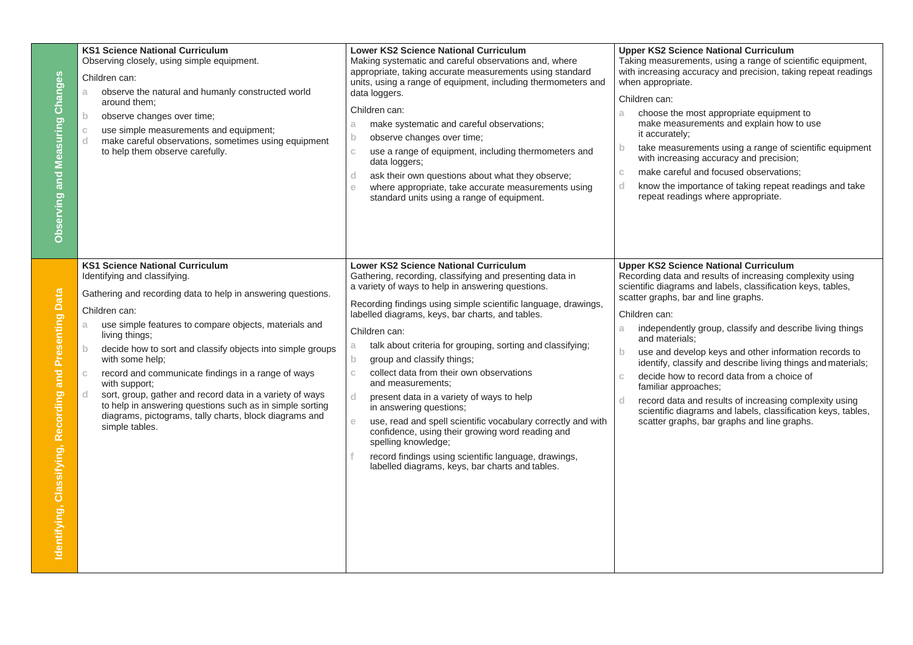| | KS1 Science National Curriculum | Lower KS2 Science National Curriculum | Upper KS2 Science National Curriculum |
|---|---|---|---|
| **Observing and Measuring Changes** | **KS1 Science National Curriculum**<br>Observing closely, using simple equipment.<br><br>Children can:<br>a observe the natural and humanly constructed world around them;<br>b observe changes over time;<br>c use simple measurements and equipment;<br>d make careful observations, sometimes using equipment to help them observe carefully. | **Lower KS2 Science National Curriculum**<br>Making systematic and careful observations and, where appropriate, taking accurate measurements using standard units, using a range of equipment, including thermometers and data loggers.<br><br>Children can:<br>a make systematic and careful observations;<br>b observe changes over time;<br>c use a range of equipment, including thermometers and data loggers;<br>d ask their own questions about what they observe;<br>e where appropriate, take accurate measurements using standard units using a range of equipment. | **Upper KS2 Science National Curriculum**<br>Taking measurements, using a range of scientific equipment, with increasing accuracy and precision, taking repeat readings when appropriate.<br><br>Children can:<br>a choose the most appropriate equipment to make measurements and explain how to use it accurately;<br>b take measurements using a range of scientific equipment with increasing accuracy and precision;<br>c make careful and focused observations;<br>d know the importance of taking repeat readings and take repeat readings where appropriate. |
| **Identifying, Classifying, Recording and Presenting Data** | **KS1 Science National Curriculum**<br>Identifying and classifying.<br><br>Gathering and recording data to help in answering questions.<br><br>Children can:<br>a use simple features to compare objects, materials and living things;<br>b decide how to sort and classify objects into simple groups with some help;<br>c record and communicate findings in a range of ways with support;<br>d sort, group, gather and record data in a variety of ways to help in answering questions such as in simple sorting diagrams, pictograms, tally charts, block diagrams and simple tables. | **Lower KS2 Science National Curriculum**<br>Gathering, recording, classifying and presenting data in a variety of ways to help in answering questions.<br><br>Recording findings using simple scientific language, drawings, labelled diagrams, keys, bar charts, and tables.<br><br>Children can:<br>a talk about criteria for grouping, sorting and classifying;<br>b group and classify things;<br>c collect data from their own observations and measurements;<br>d present data in a variety of ways to help in answering questions;<br>e use, read and spell scientific vocabulary correctly and with confidence, using their growing word reading and spelling knowledge;<br>f record findings using scientific language, drawings, labelled diagrams, keys, bar charts and tables. | **Upper KS2 Science National Curriculum**<br>Recording data and results of increasing complexity using scientific diagrams and labels, classification keys, tables, scatter graphs, bar and line graphs.<br><br>Children can:<br>a independently group, classify and describe living things and materials;<br>b use and develop keys and other information records to identify, classify and describe living things and materials;<br>c decide how to record data from a choice of familiar approaches;<br>d record data and results of increasing complexity using scientific diagrams and labels, classification keys, tables, scatter graphs, bar graphs and line graphs. |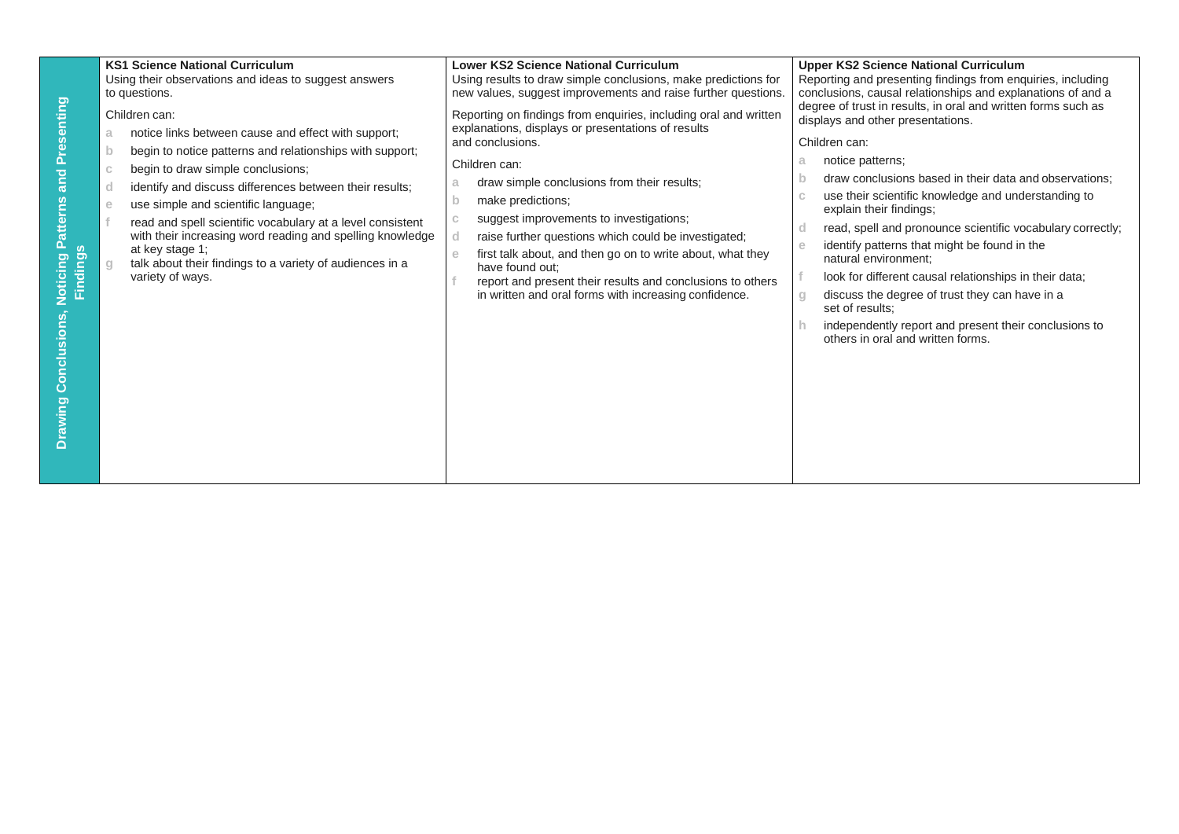| Drawing Conclusions, Noticing Patterns and Presenting Findings | **KS1 Science National Curriculum** | **Lower KS2 Science National Curriculum** | **Upper KS2 Science National Curriculum** |
|---|---|---|---|
| | Using their observations and ideas to suggest answers to questions.<br><br>Children can:<br>a notice links between cause and effect with support;<br>b begin to notice patterns and relationships with support;<br>c begin to draw simple conclusions;<br>d identify and discuss differences between their results;<br>e use simple and scientific language;<br>f read and spell scientific vocabulary at a level consistent with their increasing word reading and spelling knowledge at key stage 1;<br>g talk about their findings to a variety of audiences in a variety of ways. | Using results to draw simple conclusions, make predictions for new values, suggest improvements and raise further questions.<br><br>Reporting on findings from enquiries, including oral and written explanations, displays or presentations of results and conclusions.<br><br>Children can:<br>a draw simple conclusions from their results;<br>b make predictions;<br>c suggest improvements to investigations;<br>d raise further questions which could be investigated;<br>e first talk about, and then go on to write about, what they have found out;<br>f report and present their results and conclusions to others in written and oral forms with increasing confidence. | Reporting and presenting findings from enquiries, including conclusions, causal relationships and explanations of and a degree of trust in results, in oral and written forms such as displays and other presentations.<br><br>Children can:<br>a notice patterns;<br>b draw conclusions based in their data and observations;<br>c use their scientific knowledge and understanding to explain their findings;<br>d read, spell and pronounce scientific vocabulary correctly;<br>e identify patterns that might be found in the natural environment;<br>f look for different causal relationships in their data;<br>g discuss the degree of trust they can have in a set of results;<br>h independently report and present their conclusions to others in oral and written forms. |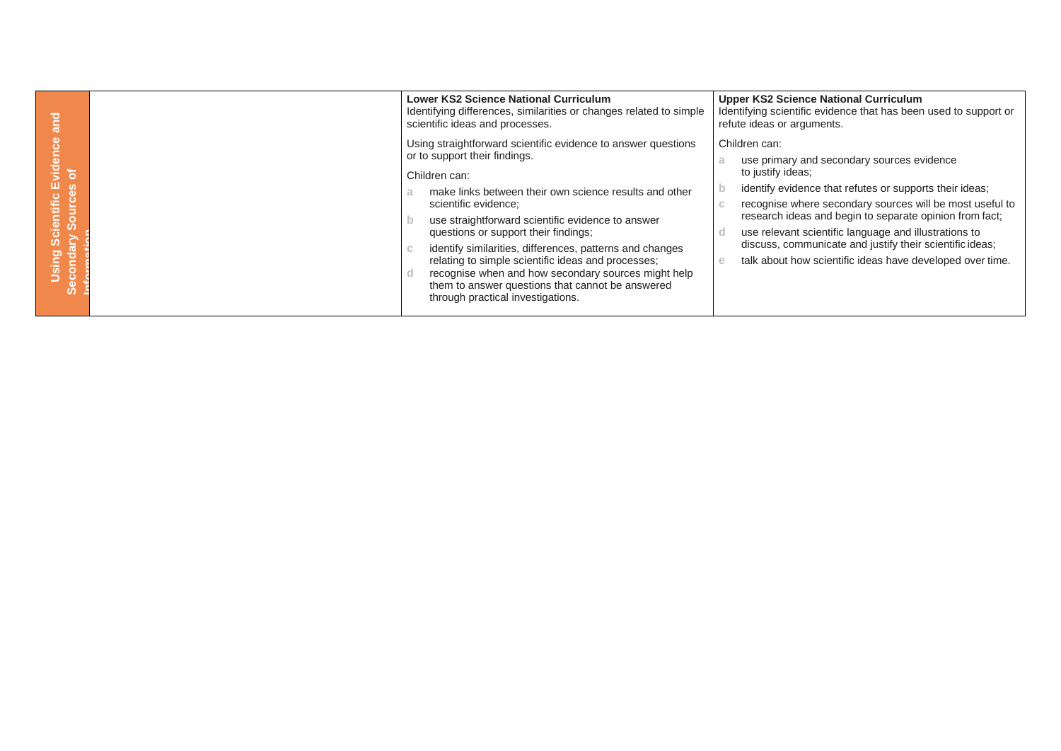| | | | |
|---|---|---|---|
| **Using Scientific Evidence and Secondary Sources of Information** | | **Lower KS2 Science National Curriculum**<br>Identifying differences, similarities or changes related to simple scientific ideas and processes.<br><br>Using straightforward scientific evidence to answer questions or to support their findings.<br><br>Children can:<br>a make links between their own science results and other scientific evidence;<br>b use straightforward scientific evidence to answer questions or support their findings;<br>c identify similarities, differences, patterns and changes relating to simple scientific ideas and processes;<br>d recognise when and how secondary sources might help them to answer questions that cannot be answered through practical investigations. | **Upper KS2 Science National Curriculum**<br>Identifying scientific evidence that has been used to support or refute ideas or arguments.<br><br>Children can:<br>a use primary and secondary sources evidence to justify ideas;<br>b identify evidence that refutes or supports their ideas;<br>c recognise where secondary sources will be most useful to research ideas and begin to separate opinion from fact;<br>d use relevant scientific language and illustrations to discuss, communicate and justify their scientific ideas;<br>e talk about how scientific ideas have developed over time. |